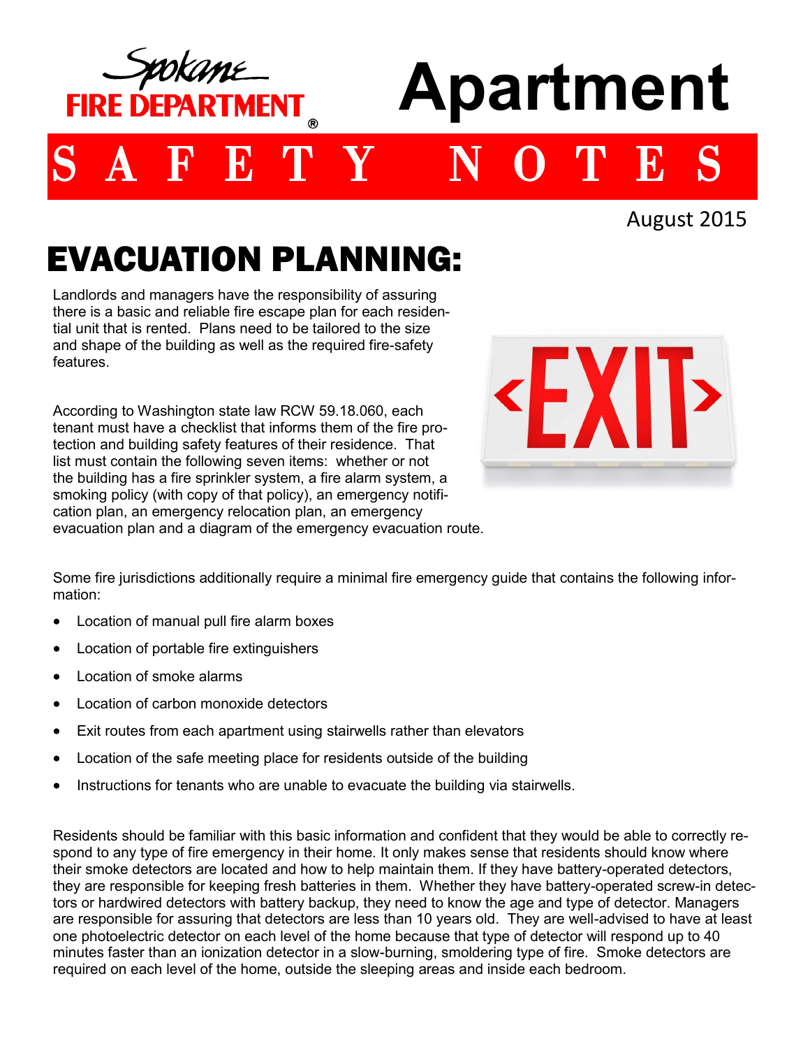Spokane FIRE DEPARTMENT®

# Apartment SAFETY NOTES

August 2015

## EVACUATION PLANNING:

Landlords and managers have the responsibility of assuring there is a basic and reliable fire escape plan for each residential unit that is rented. Plans need to be tailored to the size and shape of the building as well as the required fire-safety features.

According to Washington state law RCW 59.18.060, each tenant must have a checklist that informs them of the fire protection and building safety features of their residence. That list must contain the following seven items: whether or not the building has a fire sprinkler system, a fire alarm system, a smoking policy (with copy of that policy), an emergency notification plan, an emergency relocation plan, an emergency evacuation plan and a diagram of the emergency evacuation route.

Some fire jurisdictions additionally require a minimal fire emergency guide that contains the following information:

- Location of manual pull fire alarm boxes
- Location of portable fire extinguishers
- Location of smoke alarms
- Location of carbon monoxide detectors
- Exit routes from each apartment using stairwells rather than elevators
- Location of the safe meeting place for residents outside of the building
- Instructions for tenants who are unable to evacuate the building via stairwells.

Residents should be familiar with this basic information and confident that they would be able to correctly respond to any type of fire emergency in their home. It only makes sense that residents should know where their smoke detectors are located and how to help maintain them. If they have battery-operated detectors, they are responsible for keeping fresh batteries in them. Whether they have battery-operated screw-in detectors or hardwired detectors with battery backup, they need to know the age and type of detector. Managers are responsible for assuring that detectors are less than 10 years old. They are well-advised to have at least one photoelectric detector on each level of the home because that type of detector will respond up to 40 minutes faster than an ionization detector in a slow-burning, smoldering type of fire. Smoke detectors are required on each level of the home, outside the sleeping areas and inside each bedroom.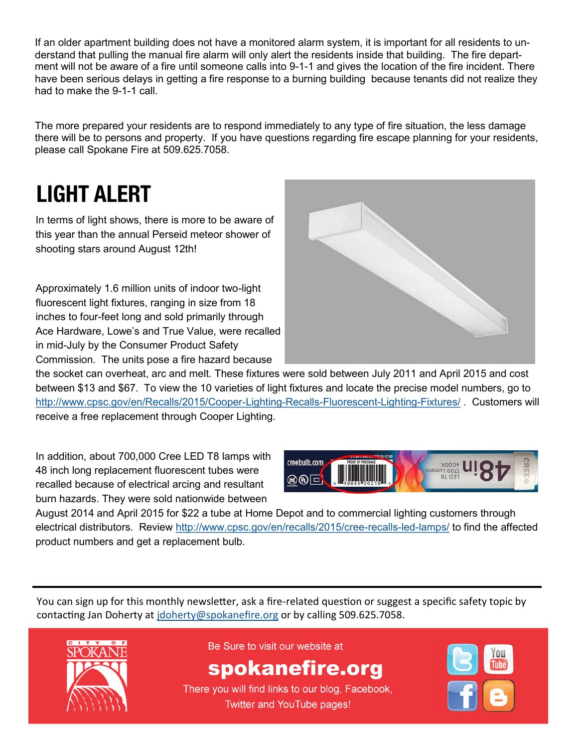If an older apartment building does not have a monitored alarm system, it is important for all residents to understand that pulling the manual fire alarm will only alert the residents inside that building. The fire department will not be aware of a fire until someone calls into 9-1-1 and gives the location of the fire incident. There have been serious delays in getting a fire response to a burning building because tenants did not realize they had to make the 9-1-1 call.

The more prepared your residents are to respond immediately to any type of fire situation, the less damage there will be to persons and property. If you have questions regarding fire escape planning for your residents, please call Spokane Fire at 509.625.7058.

# LIGHT ALERT

In terms of light shows, there is more to be aware of this year than the annual Perseid meteor shower of shooting stars around August 12th!

Approximately 1.6 million units of indoor two-light fluorescent light fixtures, ranging in size from 18 inches to four-feet long and sold primarily through Ace Hardware, Lowe's and True Value, were recalled in mid-July by the Consumer Product Safety Commission. The units pose a fire hazard because the socket can overheat, arc and melt. These fixtures were sold between July 2011 and April 2015 and cost between $13 and $67. To view the 10 varieties of light fixtures and locate the precise model numbers, go to http://www.cpsc.gov/en/Recalls/2015/Cooper-Lighting-Recalls-Fluorescent-Lighting-Fixtures/ . Customers will receive a free replacement through Cooper Lighting.

In addition, about 700,000 Cree LED T8 lamps with 48 inch long replacement fluorescent tubes were recalled because of electrical arcing and resultant burn hazards. They were sold nationwide between August 2014 and April 2015 for $22 a tube at Home Depot and to commercial lighting customers through electrical distributors. Review http://www.cpsc.gov/en/recalls/2015/cree-recalls-led-lamps/ to find the affected product numbers and get a replacement bulb.

---

You can sign up for this monthly newsletter, ask a fire-related question or suggest a specific safety topic by contacting Jan Doherty at jdoherty@spokanefire.org or by calling 509.625.7058.

Be Sure to visit our website at

**spokanefire.org**

There you will find links to our blog, Facebook, Twitter and YouTube pages!